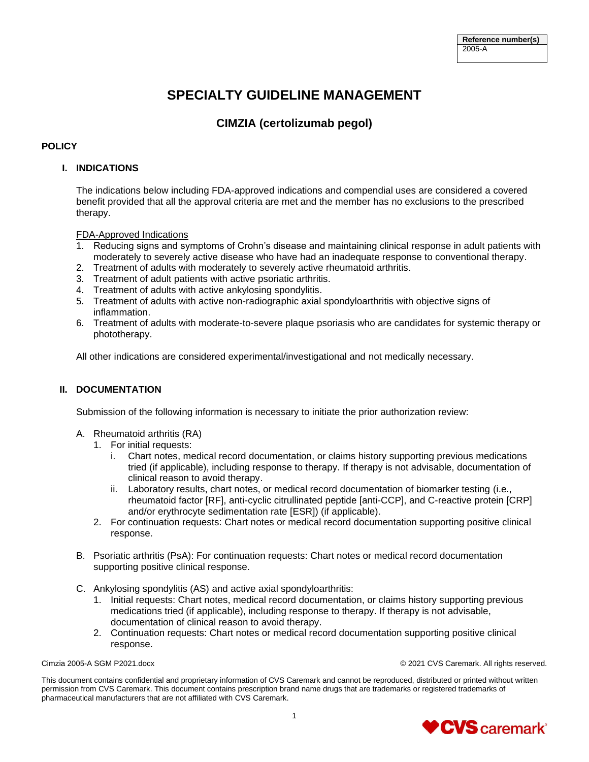| Reference number(s) |
| --- |
| 2005-A |

# SPECIALTY GUIDELINE MANAGEMENT

## CIMZIA (certolizumab pegol)

### POLICY

#### I. INDICATIONS

The indications below including FDA-approved indications and compendial uses are considered a covered benefit provided that all the approval criteria are met and the member has no exclusions to the prescribed therapy.

FDA-Approved Indications

1. Reducing signs and symptoms of Crohn's disease and maintaining clinical response in adult patients with moderately to severely active disease who have had an inadequate response to conventional therapy.
2. Treatment of adults with moderately to severely active rheumatoid arthritis.
3. Treatment of adult patients with active psoriatic arthritis.
4. Treatment of adults with active ankylosing spondylitis.
5. Treatment of adults with active non-radiographic axial spondyloarthritis with objective signs of inflammation.
6. Treatment of adults with moderate-to-severe plaque psoriasis who are candidates for systemic therapy or phototherapy.

All other indications are considered experimental/investigational and not medically necessary.

#### II. DOCUMENTATION

Submission of the following information is necessary to initiate the prior authorization review:

A. Rheumatoid arthritis (RA)
   1. For initial requests:
      i. Chart notes, medical record documentation, or claims history supporting previous medications tried (if applicable), including response to therapy. If therapy is not advisable, documentation of clinical reason to avoid therapy.
      ii. Laboratory results, chart notes, or medical record documentation of biomarker testing (i.e., rheumatoid factor [RF], anti-cyclic citrullinated peptide [anti-CCP], and C-reactive protein [CRP] and/or erythrocyte sedimentation rate [ESR]) (if applicable).
   2. For continuation requests: Chart notes or medical record documentation supporting positive clinical response.

B. Psoriatic arthritis (PsA): For continuation requests: Chart notes or medical record documentation supporting positive clinical response.

C. Ankylosing spondylitis (AS) and active axial spondyloarthritis:
   1. Initial requests: Chart notes, medical record documentation, or claims history supporting previous medications tried (if applicable), including response to therapy. If therapy is not advisable, documentation of clinical reason to avoid therapy.
   2. Continuation requests: Chart notes or medical record documentation supporting positive clinical response.

Cimzia 2005-A SGM P2021.docx © 2021 CVS Caremark. All rights reserved.

This document contains confidential and proprietary information of CVS Caremark and cannot be reproduced, distributed or printed without written permission from CVS Caremark. This document contains prescription brand name drugs that are trademarks or registered trademarks of pharmaceutical manufacturers that are not affiliated with CVS Caremark.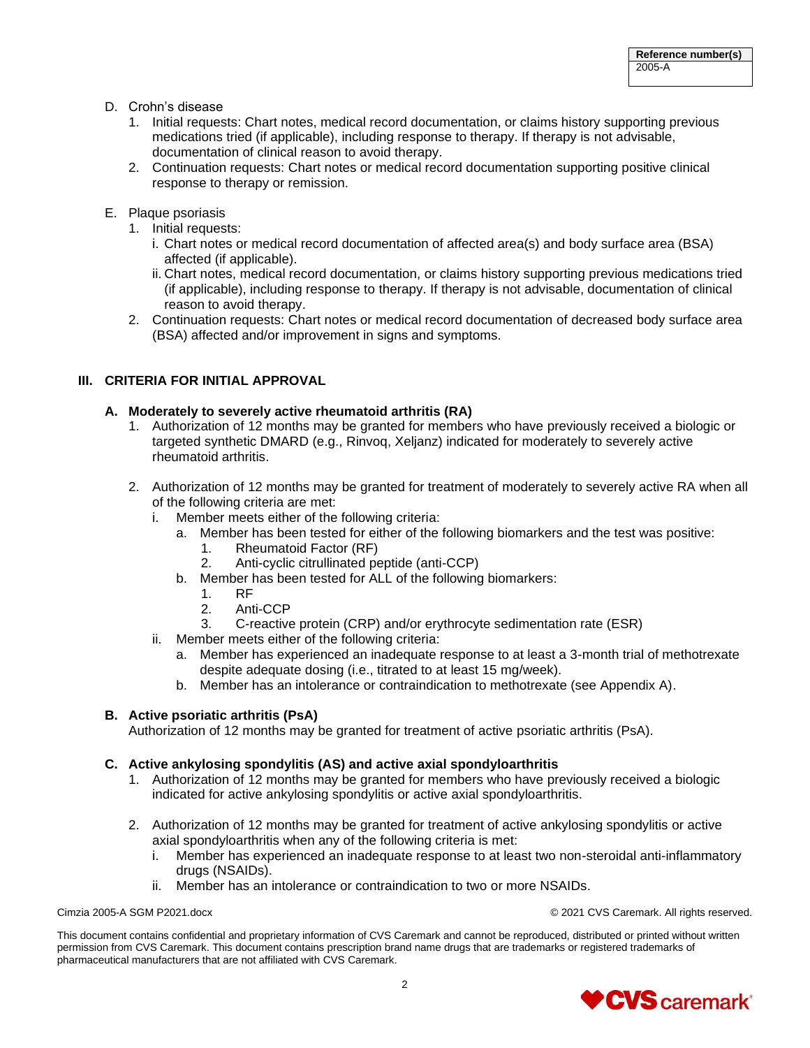D. Crohn's disease
   1. Initial requests: Chart notes, medical record documentation, or claims history supporting previous medications tried (if applicable), including response to therapy. If therapy is not advisable, documentation of clinical reason to avoid therapy.
   2. Continuation requests: Chart notes or medical record documentation supporting positive clinical response to therapy or remission.

E. Plaque psoriasis
   1. Initial requests:
      i. Chart notes or medical record documentation of affected area(s) and body surface area (BSA) affected (if applicable).
      ii. Chart notes, medical record documentation, or claims history supporting previous medications tried (if applicable), including response to therapy. If therapy is not advisable, documentation of clinical reason to avoid therapy.
   2. Continuation requests: Chart notes or medical record documentation of decreased body surface area (BSA) affected and/or improvement in signs and symptoms.

## III. CRITERIA FOR INITIAL APPROVAL

### A. Moderately to severely active rheumatoid arthritis (RA)

1. Authorization of 12 months may be granted for members who have previously received a biologic or targeted synthetic DMARD (e.g., Rinvoq, Xeljanz) indicated for moderately to severely active rheumatoid arthritis.

2. Authorization of 12 months may be granted for treatment of moderately to severely active RA when all of the following criteria are met:
   i. Member meets either of the following criteria:
      a. Member has been tested for either of the following biomarkers and the test was positive:
         1. Rheumatoid Factor (RF)
         2. Anti-cyclic citrullinated peptide (anti-CCP)
      b. Member has been tested for ALL of the following biomarkers:
         1. RF
         2. Anti-CCP
         3. C-reactive protein (CRP) and/or erythrocyte sedimentation rate (ESR)
   ii. Member meets either of the following criteria:
      a. Member has experienced an inadequate response to at least a 3-month trial of methotrexate despite adequate dosing (i.e., titrated to at least 15 mg/week).
      b. Member has an intolerance or contraindication to methotrexate (see Appendix A).

### B. Active psoriatic arthritis (PsA)

Authorization of 12 months may be granted for treatment of active psoriatic arthritis (PsA).

### C. Active ankylosing spondylitis (AS) and active axial spondyloarthritis

1. Authorization of 12 months may be granted for members who have previously received a biologic indicated for active ankylosing spondylitis or active axial spondyloarthritis.

2. Authorization of 12 months may be granted for treatment of active ankylosing spondylitis or active axial spondyloarthritis when any of the following criteria is met:
   i. Member has experienced an inadequate response to at least two non-steroidal anti-inflammatory drugs (NSAIDs).
   ii. Member has an intolerance or contraindication to two or more NSAIDs.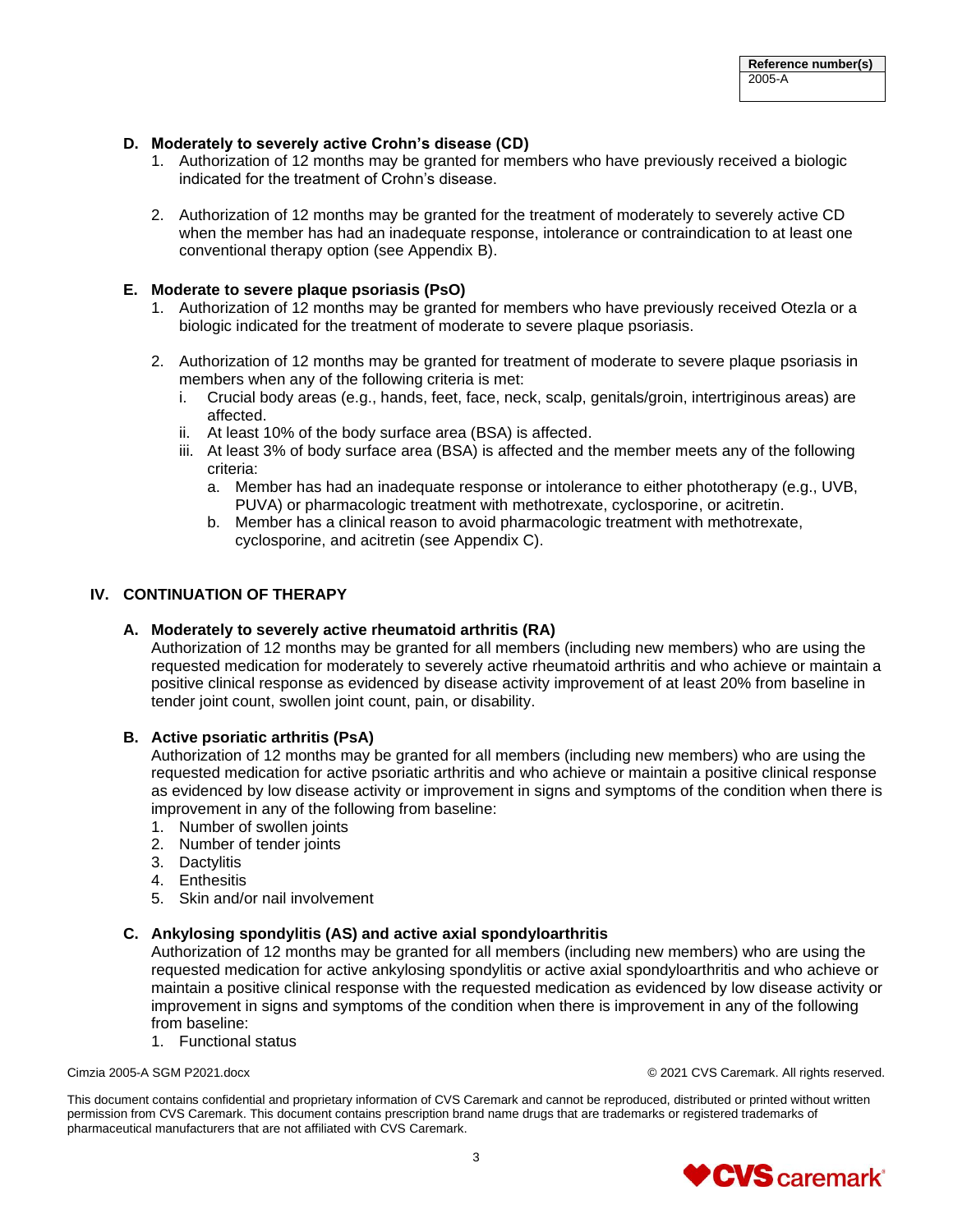### D. Moderately to severely active Crohn's disease (CD)

1. Authorization of 12 months may be granted for members who have previously received a biologic indicated for the treatment of Crohn's disease.

2. Authorization of 12 months may be granted for the treatment of moderately to severely active CD when the member has had an inadequate response, intolerance or contraindication to at least one conventional therapy option (see Appendix B).

### E. Moderate to severe plaque psoriasis (PsO)

1. Authorization of 12 months may be granted for members who have previously received Otezla or a biologic indicated for the treatment of moderate to severe plaque psoriasis.

2. Authorization of 12 months may be granted for treatment of moderate to severe plaque psoriasis in members when any of the following criteria is met:
   i. Crucial body areas (e.g., hands, feet, face, neck, scalp, genitals/groin, intertriginous areas) are affected.
   ii. At least 10% of the body surface area (BSA) is affected.
   iii. At least 3% of body surface area (BSA) is affected and the member meets any of the following criteria:
      a. Member has had an inadequate response or intolerance to either phototherapy (e.g., UVB, PUVA) or pharmacologic treatment with methotrexate, cyclosporine, or acitretin.
      b. Member has a clinical reason to avoid pharmacologic treatment with methotrexate, cyclosporine, and acitretin (see Appendix C).

## IV. CONTINUATION OF THERAPY

### A. Moderately to severely active rheumatoid arthritis (RA)

Authorization of 12 months may be granted for all members (including new members) who are using the requested medication for moderately to severely active rheumatoid arthritis and who achieve or maintain a positive clinical response as evidenced by disease activity improvement of at least 20% from baseline in tender joint count, swollen joint count, pain, or disability.

### B. Active psoriatic arthritis (PsA)

Authorization of 12 months may be granted for all members (including new members) who are using the requested medication for active psoriatic arthritis and who achieve or maintain a positive clinical response as evidenced by low disease activity or improvement in signs and symptoms of the condition when there is improvement in any of the following from baseline:

1. Number of swollen joints
2. Number of tender joints
3. Dactylitis
4. Enthesitis
5. Skin and/or nail involvement

### C. Ankylosing spondylitis (AS) and active axial spondyloarthritis

Authorization of 12 months may be granted for all members (including new members) who are using the requested medication for active ankylosing spondylitis or active axial spondyloarthritis and who achieve or maintain a positive clinical response with the requested medication as evidenced by low disease activity or improvement in signs and symptoms of the condition when there is improvement in any of the following from baseline:

1. Functional status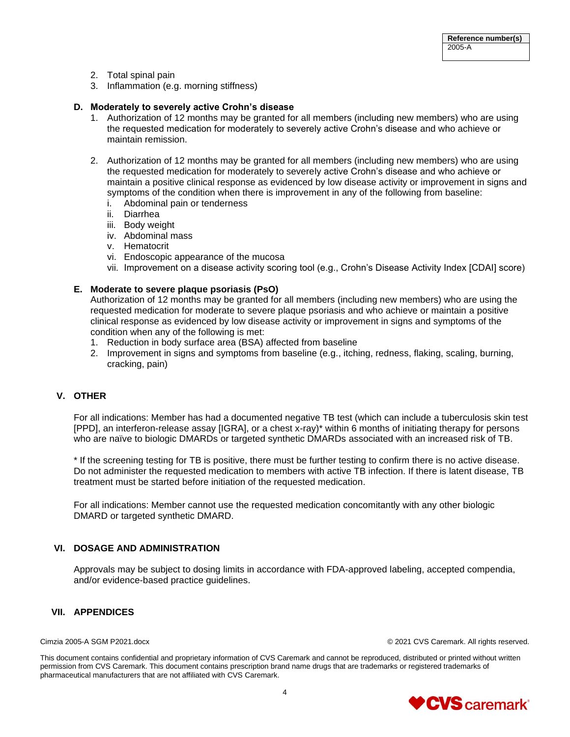2. Total spinal pain
3. Inflammation (e.g. morning stiffness)

### D. Moderately to severely active Crohn's disease

1. Authorization of 12 months may be granted for all members (including new members) who are using the requested medication for moderately to severely active Crohn's disease and who achieve or maintain remission.

2. Authorization of 12 months may be granted for all members (including new members) who are using the requested medication for moderately to severely active Crohn's disease and who achieve or maintain a positive clinical response as evidenced by low disease activity or improvement in signs and symptoms of the condition when there is improvement in any of the following from baseline:
   i. Abdominal pain or tenderness
   ii. Diarrhea
   iii. Body weight
   iv. Abdominal mass
   v. Hematocrit
   vi. Endoscopic appearance of the mucosa
   vii. Improvement on a disease activity scoring tool (e.g., Crohn's Disease Activity Index [CDAI] score)

### E. Moderate to severe plaque psoriasis (PsO)

Authorization of 12 months may be granted for all members (including new members) who are using the requested medication for moderate to severe plaque psoriasis and who achieve or maintain a positive clinical response as evidenced by low disease activity or improvement in signs and symptoms of the condition when any of the following is met:

1. Reduction in body surface area (BSA) affected from baseline
2. Improvement in signs and symptoms from baseline (e.g., itching, redness, flaking, scaling, burning, cracking, pain)

## V. OTHER

For all indications: Member has had a documented negative TB test (which can include a tuberculosis skin test [PPD], an interferon-release assay [IGRA], or a chest x-ray)* within 6 months of initiating therapy for persons who are naïve to biologic DMARDs or targeted synthetic DMARDs associated with an increased risk of TB.

* If the screening testing for TB is positive, there must be further testing to confirm there is no active disease. Do not administer the requested medication to members with active TB infection. If there is latent disease, TB treatment must be started before initiation of the requested medication.

For all indications: Member cannot use the requested medication concomitantly with any other biologic DMARD or targeted synthetic DMARD.

## VI. DOSAGE AND ADMINISTRATION

Approvals may be subject to dosing limits in accordance with FDA-approved labeling, accepted compendia, and/or evidence-based practice guidelines.

## VII. APPENDICES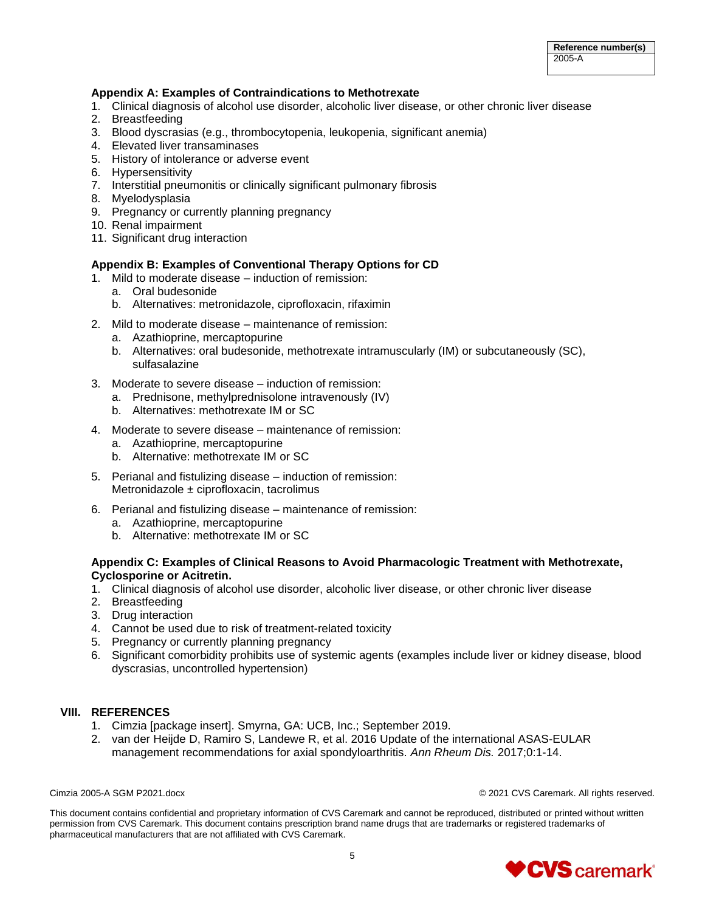| Reference number(s) |
| --- |
| 2005-A |

**Appendix A: Examples of Contraindications to Methotrexate**

1. Clinical diagnosis of alcohol use disorder, alcoholic liver disease, or other chronic liver disease
2. Breastfeeding
3. Blood dyscrasias (e.g., thrombocytopenia, leukopenia, significant anemia)
4. Elevated liver transaminases
5. History of intolerance or adverse event
6. Hypersensitivity
7. Interstitial pneumonitis or clinically significant pulmonary fibrosis
8. Myelodysplasia
9. Pregnancy or currently planning pregnancy
10. Renal impairment
11. Significant drug interaction

**Appendix B: Examples of Conventional Therapy Options for CD**

1. Mild to moderate disease – induction of remission:
   a. Oral budesonide
   b. Alternatives: metronidazole, ciprofloxacin, rifaximin
2. Mild to moderate disease – maintenance of remission:
   a. Azathioprine, mercaptopurine
   b. Alternatives: oral budesonide, methotrexate intramuscularly (IM) or subcutaneously (SC), sulfasalazine
3. Moderate to severe disease – induction of remission:
   a. Prednisone, methylprednisolone intravenously (IV)
   b. Alternatives: methotrexate IM or SC
4. Moderate to severe disease – maintenance of remission:
   a. Azathioprine, mercaptopurine
   b. Alternative: methotrexate IM or SC
5. Perianal and fistulizing disease – induction of remission:
   Metronidazole ± ciprofloxacin, tacrolimus
6. Perianal and fistulizing disease – maintenance of remission:
   a. Azathioprine, mercaptopurine
   b. Alternative: methotrexate IM or SC

**Appendix C: Examples of Clinical Reasons to Avoid Pharmacologic Treatment with Methotrexate, Cyclosporine or Acitretin.**

1. Clinical diagnosis of alcohol use disorder, alcoholic liver disease, or other chronic liver disease
2. Breastfeeding
3. Drug interaction
4. Cannot be used due to risk of treatment-related toxicity
5. Pregnancy or currently planning pregnancy
6. Significant comorbidity prohibits use of systemic agents (examples include liver or kidney disease, blood dyscrasias, uncontrolled hypertension)

## VIII. REFERENCES

1. Cimzia [package insert]. Smyrna, GA: UCB, Inc.; September 2019.
2. van der Heijde D, Ramiro S, Landewe R, et al. 2016 Update of the international ASAS-EULAR management recommendations for axial spondyloarthritis. *Ann Rheum Dis.* 2017;0:1-14.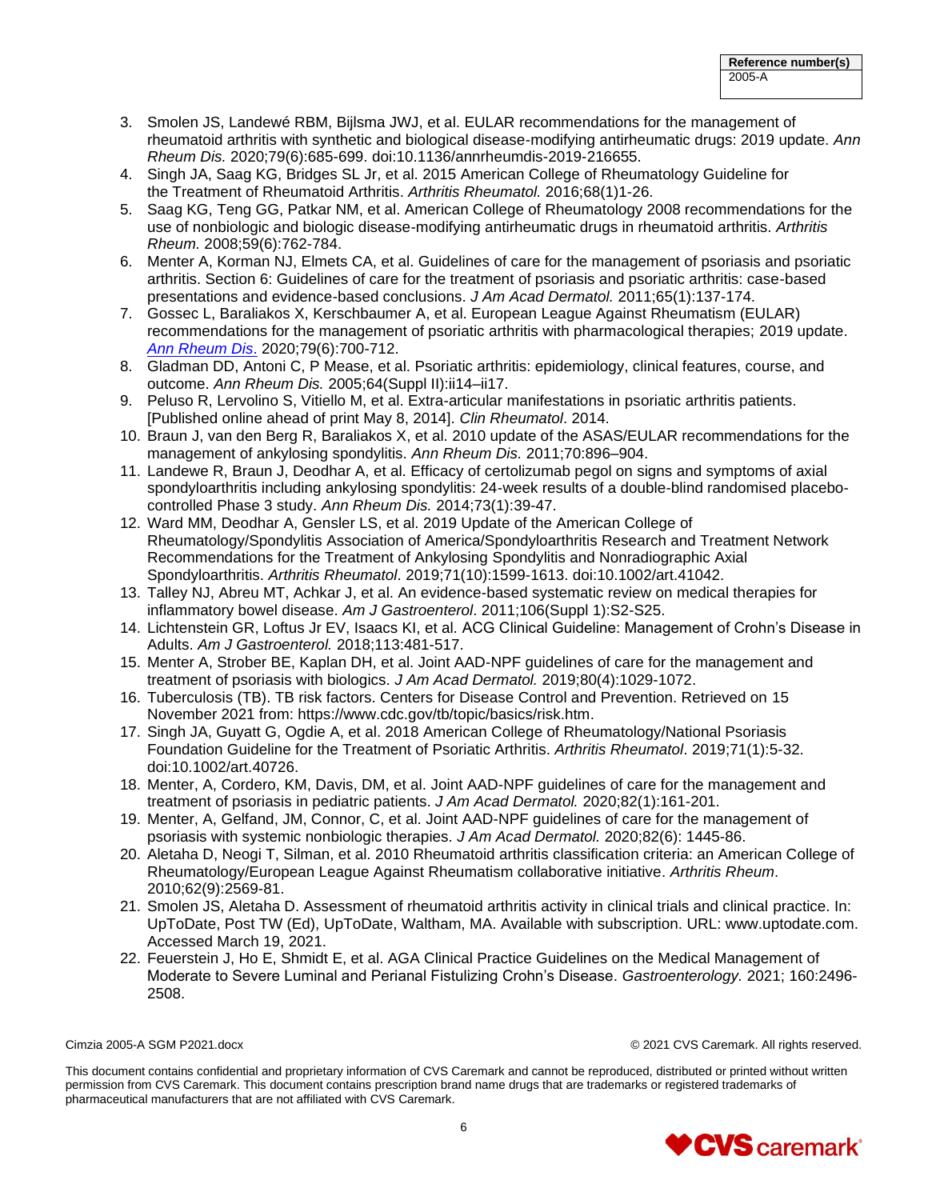| Reference number(s) |
| --- |
| 2005-A |

3. Smolen JS, Landewé RBM, Bijlsma JWJ, et al. EULAR recommendations for the management of rheumatoid arthritis with synthetic and biological disease-modifying antirheumatic drugs: 2019 update. *Ann Rheum Dis.* 2020;79(6):685-699. doi:10.1136/annrheumdis-2019-216655.
4. Singh JA, Saag KG, Bridges SL Jr, et al. 2015 American College of Rheumatology Guideline for the Treatment of Rheumatoid Arthritis. *Arthritis Rheumatol.* 2016;68(1)1-26.
5. Saag KG, Teng GG, Patkar NM, et al. American College of Rheumatology 2008 recommendations for the use of nonbiologic and biologic disease-modifying antirheumatic drugs in rheumatoid arthritis. *Arthritis Rheum.* 2008;59(6):762-784.
6. Menter A, Korman NJ, Elmets CA, et al. Guidelines of care for the management of psoriasis and psoriatic arthritis. Section 6: Guidelines of care for the treatment of psoriasis and psoriatic arthritis: case-based presentations and evidence-based conclusions. *J Am Acad Dermatol.* 2011;65(1):137-174.
7. Gossec L, Baraliakos X, Kerschbaumer A, et al. European League Against Rheumatism (EULAR) recommendations for the management of psoriatic arthritis with pharmacological therapies; 2019 update. *Ann Rheum Dis.* 2020;79(6):700-712.
8. Gladman DD, Antoni C, P Mease, et al. Psoriatic arthritis: epidemiology, clinical features, course, and outcome. *Ann Rheum Dis.* 2005;64(Suppl II):ii14–ii17.
9. Peluso R, Lervolino S, Vitiello M, et al. Extra-articular manifestations in psoriatic arthritis patients. [Published online ahead of print May 8, 2014]. *Clin Rheumatol*. 2014.
10. Braun J, van den Berg R, Baraliakos X, et al. 2010 update of the ASAS/EULAR recommendations for the management of ankylosing spondylitis. *Ann Rheum Dis.* 2011;70:896–904.
11. Landewe R, Braun J, Deodhar A, et al. Efficacy of certolizumab pegol on signs and symptoms of axial spondyloarthritis including ankylosing spondylitis: 24-week results of a double-blind randomised placebo-controlled Phase 3 study. *Ann Rheum Dis.* 2014;73(1):39-47.
12. Ward MM, Deodhar A, Gensler LS, et al. 2019 Update of the American College of Rheumatology/Spondylitis Association of America/Spondyloarthritis Research and Treatment Network Recommendations for the Treatment of Ankylosing Spondylitis and Nonradiographic Axial Spondyloarthritis. *Arthritis Rheumatol*. 2019;71(10):1599-1613. doi:10.1002/art.41042.
13. Talley NJ, Abreu MT, Achkar J, et al. An evidence-based systematic review on medical therapies for inflammatory bowel disease. *Am J Gastroenterol*. 2011;106(Suppl 1):S2-S25.
14. Lichtenstein GR, Loftus Jr EV, Isaacs KI, et al. ACG Clinical Guideline: Management of Crohn's Disease in Adults. *Am J Gastroenterol.* 2018;113:481-517.
15. Menter A, Strober BE, Kaplan DH, et al. Joint AAD-NPF guidelines of care for the management and treatment of psoriasis with biologics. *J Am Acad Dermatol.* 2019;80(4):1029-1072.
16. Tuberculosis (TB). TB risk factors. Centers for Disease Control and Prevention. Retrieved on 15 November 2021 from: https://www.cdc.gov/tb/topic/basics/risk.htm.
17. Singh JA, Guyatt G, Ogdie A, et al. 2018 American College of Rheumatology/National Psoriasis Foundation Guideline for the Treatment of Psoriatic Arthritis. *Arthritis Rheumatol*. 2019;71(1):5-32. doi:10.1002/art.40726.
18. Menter, A, Cordero, KM, Davis, DM, et al. Joint AAD-NPF guidelines of care for the management and treatment of psoriasis in pediatric patients. *J Am Acad Dermatol.* 2020;82(1):161-201.
19. Menter, A, Gelfand, JM, Connor, C, et al. Joint AAD-NPF guidelines of care for the management of psoriasis with systemic nonbiologic therapies. *J Am Acad Dermatol.* 2020;82(6): 1445-86.
20. Aletaha D, Neogi T, Silman, et al. 2010 Rheumatoid arthritis classification criteria: an American College of Rheumatology/European League Against Rheumatism collaborative initiative. *Arthritis Rheum*. 2010;62(9):2569-81.
21. Smolen JS, Aletaha D. Assessment of rheumatoid arthritis activity in clinical trials and clinical practice. In: UpToDate, Post TW (Ed), UpToDate, Waltham, MA. Available with subscription. URL: www.uptodate.com. Accessed March 19, 2021.
22. Feuerstein J, Ho E, Shmidt E, et al. AGA Clinical Practice Guidelines on the Medical Management of Moderate to Severe Luminal and Perianal Fistulizing Crohn's Disease. *Gastroenterology.* 2021; 160:2496-2508.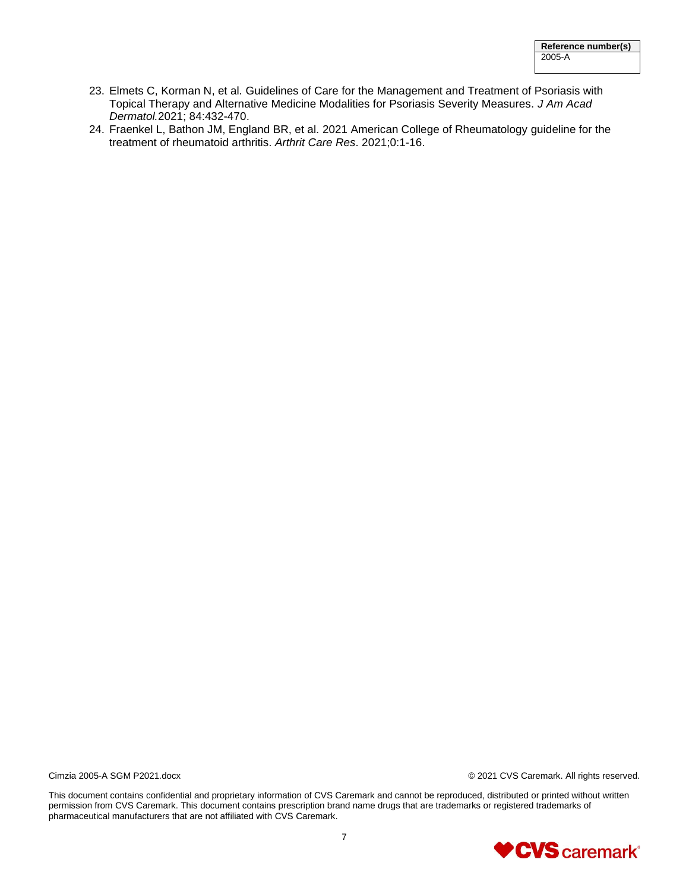23. Elmets C, Korman N, et al. Guidelines of Care for the Management and Treatment of Psoriasis with Topical Therapy and Alternative Medicine Modalities for Psoriasis Severity Measures. *J Am Acad Dermatol.* 2021; 84:432-470.
24. Fraenkel L, Bathon JM, England BR, et al. 2021 American College of Rheumatology guideline for the treatment of rheumatoid arthritis. *Arthrit Care Res*. 2021;0:1-16.